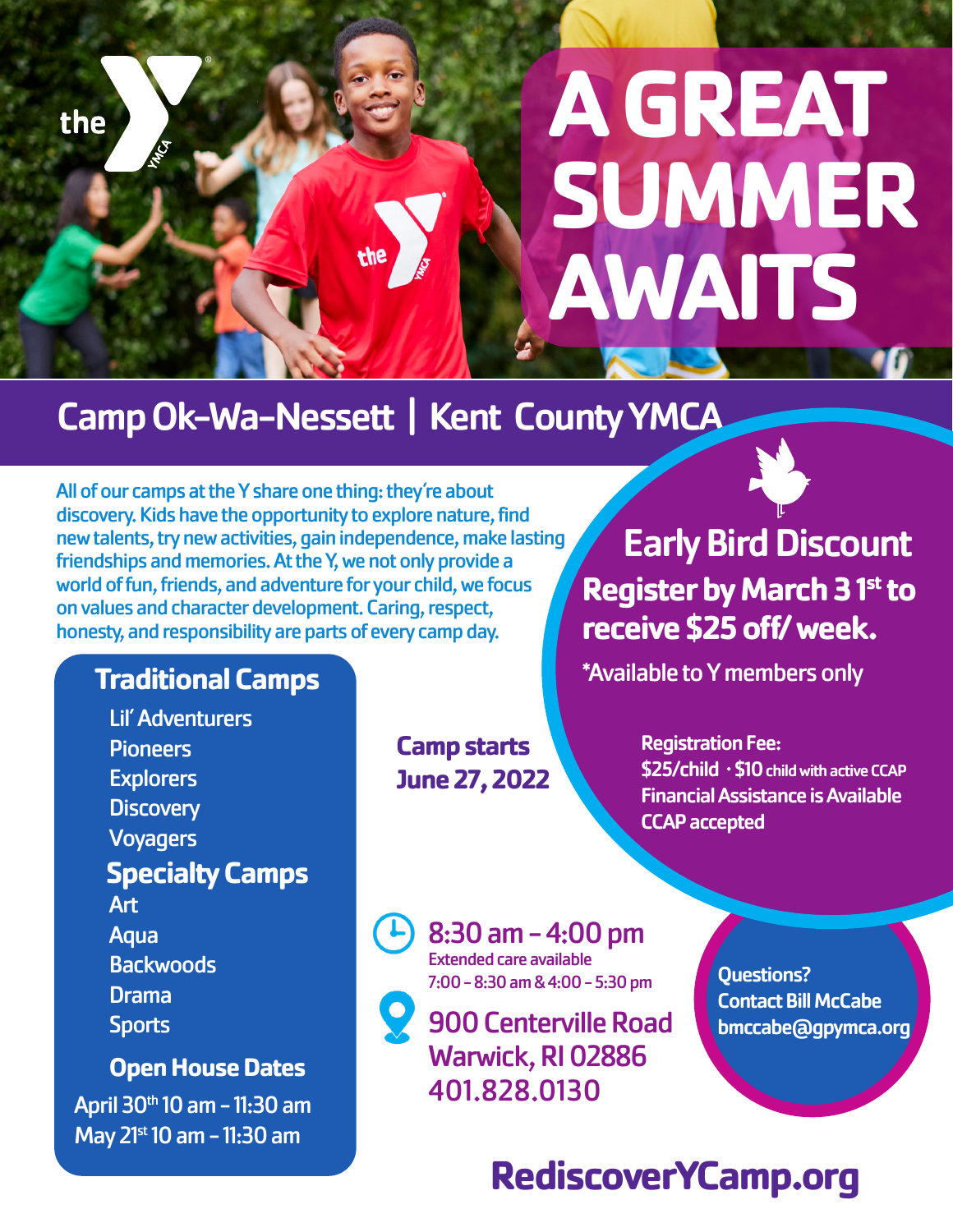# A GREAT SUMMER AWAITS

## Camp Ok-Wa-Nessett | Kent County YMCA

All of our camps at the Y share one thing: they're about discovery. Kids have the opportunity to explore nature, find new talents, try new activities, gain independence, make lasting friendships and memories. At the Y, we not only provide a world of fun, friends, and adventure for your child, we focus on values and character development. Caring, respect, honesty, and responsibility are parts of every camp day.

### Early Bird Discount

**Register by March 31st to receive $25 off/ week.**

*Available to Y members only

**Registration Fee:**
**$25/child · $10 child with active CCAP**
**Financial Assistance is Available**
**CCAP accepted**

### Traditional Camps

- Lil' Adventurers
- Pioneers
- Explorers
- Discovery
- Voyagers

### Specialty Camps

- Art
- Aqua
- Backwoods
- Drama
- Sports

### Open House Dates

April 30th 10 am – 11:30 am
May 21st 10 am – 11:30 am

**Camp starts June 27, 2022**

8:30 am – 4:00 pm
Extended care available
7:00 – 8:30 am & 4:00 – 5:30 pm

900 Centerville Road
Warwick, RI 02886
401.828.0130

**Questions?**
**Contact Bill McCabe**
**bmccabe@gpymca.org**

**RediscoverYCamp.org**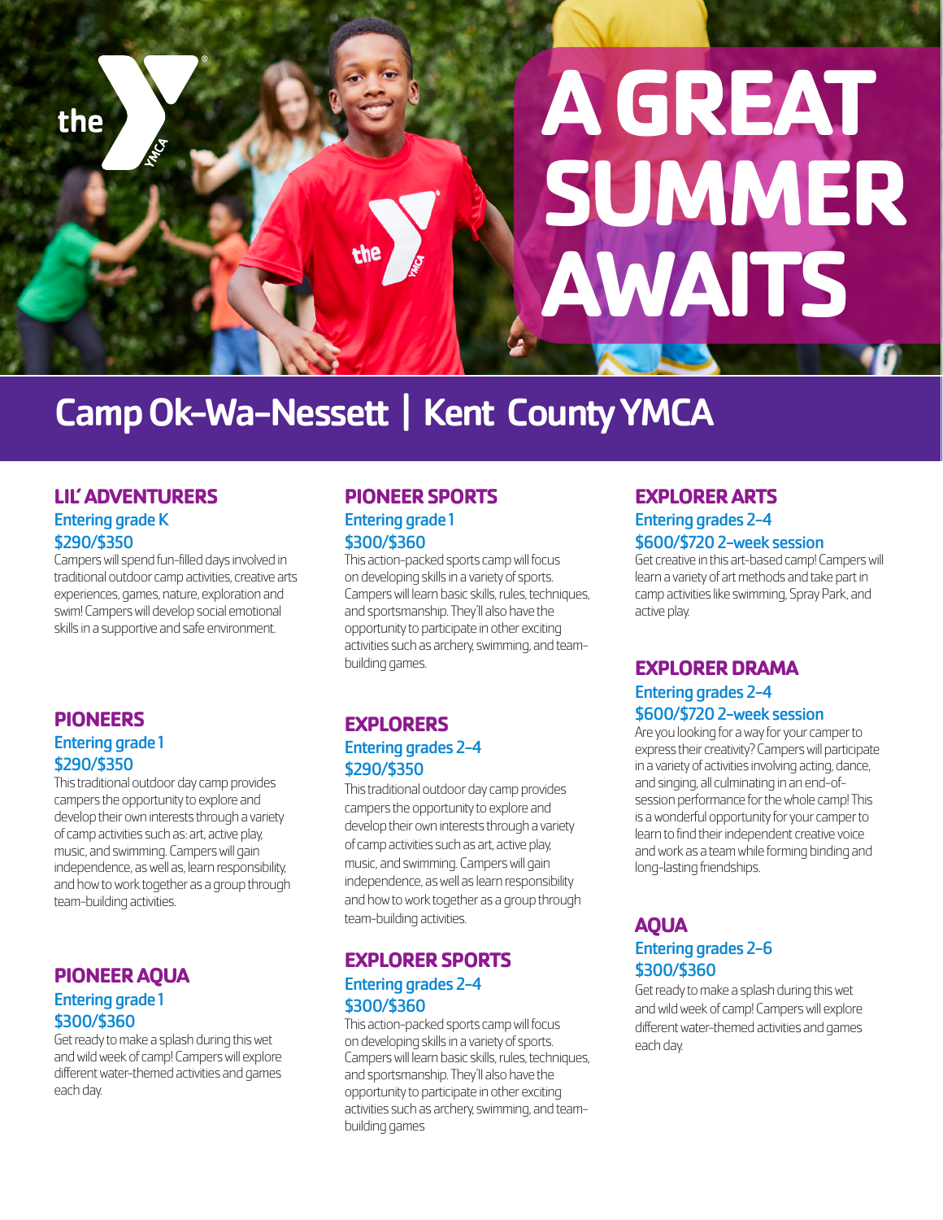# A GREAT SUMMER AWAITS

## Camp Ok-Wa-Nessett | Kent County YMCA

### LIL' ADVENTURERS

**Entering grade K**

**$290/$350**

Campers will spend fun-filled days involved in traditional outdoor camp activities, creative arts experiences, games, nature, exploration and swim! Campers will develop social emotional skills in a supportive and safe environment.

### PIONEERS

**Entering grade 1**

**$290/$350**

This traditional outdoor day camp provides campers the opportunity to explore and develop their own interests through a variety of camp activities such as: art, active play, music, and swimming. Campers will gain independence, as well as, learn responsibility, and how to work together as a group through team-building activities.

### PIONEER AQUA

**Entering grade 1**

**$300/$360**

Get ready to make a splash during this wet and wild week of camp! Campers will explore different water-themed activities and games each day.

### PIONEER SPORTS

**Entering grade 1**

**$300/$360**

This action-packed sports camp will focus on developing skills in a variety of sports. Campers will learn basic skills, rules, techniques, and sportsmanship. They'll also have the opportunity to participate in other exciting activities such as archery, swimming, and team-building games.

### EXPLORERS

**Entering grades 2-4**

**$290/$350**

This traditional outdoor day camp provides campers the opportunity to explore and develop their own interests through a variety of camp activities such as art, active play, music, and swimming. Campers will gain independence, as well as learn responsibility and how to work together as a group through team-building activities.

### EXPLORER SPORTS

**Entering grades 2-4**

**$300/$360**

This action-packed sports camp will focus on developing skills in a variety of sports. Campers will learn basic skills, rules, techniques, and sportsmanship. They'll also have the opportunity to participate in other exciting activities such as archery, swimming, and team-building games

### EXPLORER ARTS

**Entering grades 2-4**

**$600/$720 2-week session**

Get creative in this art-based camp! Campers will learn a variety of art methods and take part in camp activities like swimming, Spray Park, and active play.

### EXPLORER DRAMA

**Entering grades 2-4**

**$600/$720 2-week session**

Are you looking for a way for your camper to express their creativity? Campers will participate in a variety of activities involving acting, dance, and singing, all culminating in an end-of-session performance for the whole camp! This is a wonderful opportunity for your camper to learn to find their independent creative voice and work as a team while forming binding and long-lasting friendships.

### AQUA

**Entering grades 2-6**

**$300/$360**

Get ready to make a splash during this wet and wild week of camp! Campers will explore different water-themed activities and games each day.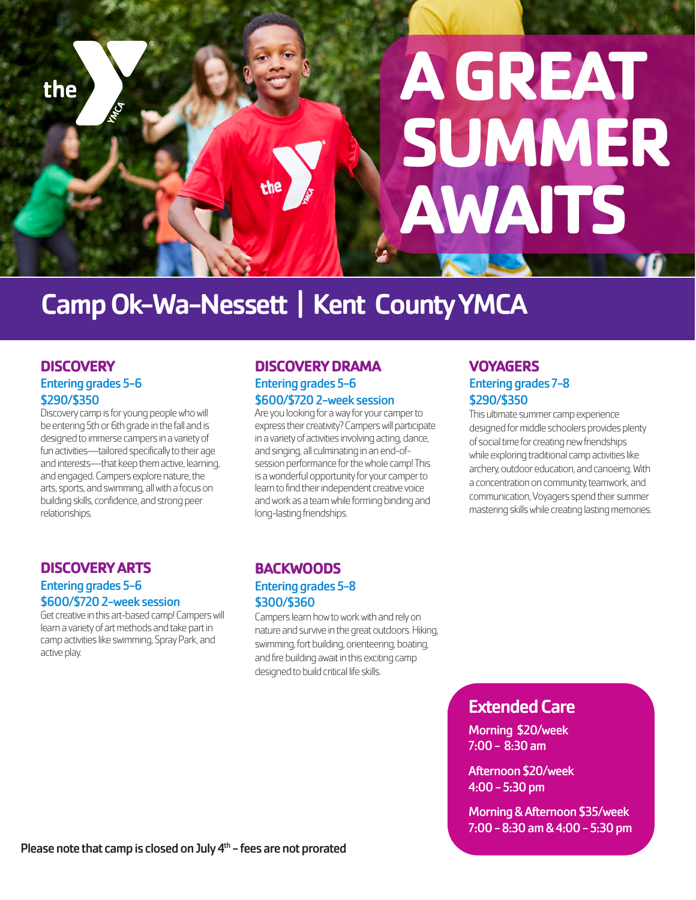# A GREAT SUMMER AWAITS

## Camp Ok-Wa-Nessett | Kent County YMCA

### DISCOVERY

**Entering grades 5-6**
**$290/$350**

Discovery camp is for young people who will be entering 5th or 6th grade in the fall and is designed to immerse campers in a variety of fun activities—tailored specifically to their age and interests—that keep them active, learning, and engaged. Campers explore nature, the arts, sports, and swimming, all with a focus on building skills, confidence, and strong peer relationships.

### DISCOVERY DRAMA

**Entering grades 5-6**
**$600/$720 2-week session**

Are you looking for a way for your camper to express their creativity? Campers will participate in a variety of activities involving acting, dance, and singing, all culminating in an end-of-session performance for the whole camp! This is a wonderful opportunity for your camper to learn to find their independent creative voice and work as a team while forming binding and long-lasting friendships.

### VOYAGERS

**Entering grades 7-8**
**$290/$350**

This ultimate summer camp experience designed for middle schoolers provides plenty of social time for creating new friendships while exploring traditional camp activities like archery, outdoor education, and canoeing. With a concentration on community, teamwork, and communication, Voyagers spend their summer mastering skills while creating lasting memories.

### DISCOVERY ARTS

**Entering grades 5-6**
**$600/$720 2-week session**

Get creative in this art-based camp! Campers will learn a variety of art methods and take part in camp activities like swimming, Spray Park, and active play.

### BACKWOODS

**Entering grades 5-8**
**$300/$360**

Campers learn how to work with and rely on nature and survive in the great outdoors. Hiking, swimming, fort building, orienteering, boating, and fire building await in this exciting camp designed to build critical life skills.

### Extended Care

**Morning $20/week**
7:00 – 8:30 am

**Afternoon $20/week**
4:00 – 5:30 pm

**Morning & Afternoon $35/week**
7:00 – 8:30 am & 4:00 – 5:30 pm

**Please note that camp is closed on July 4th – fees are not prorated**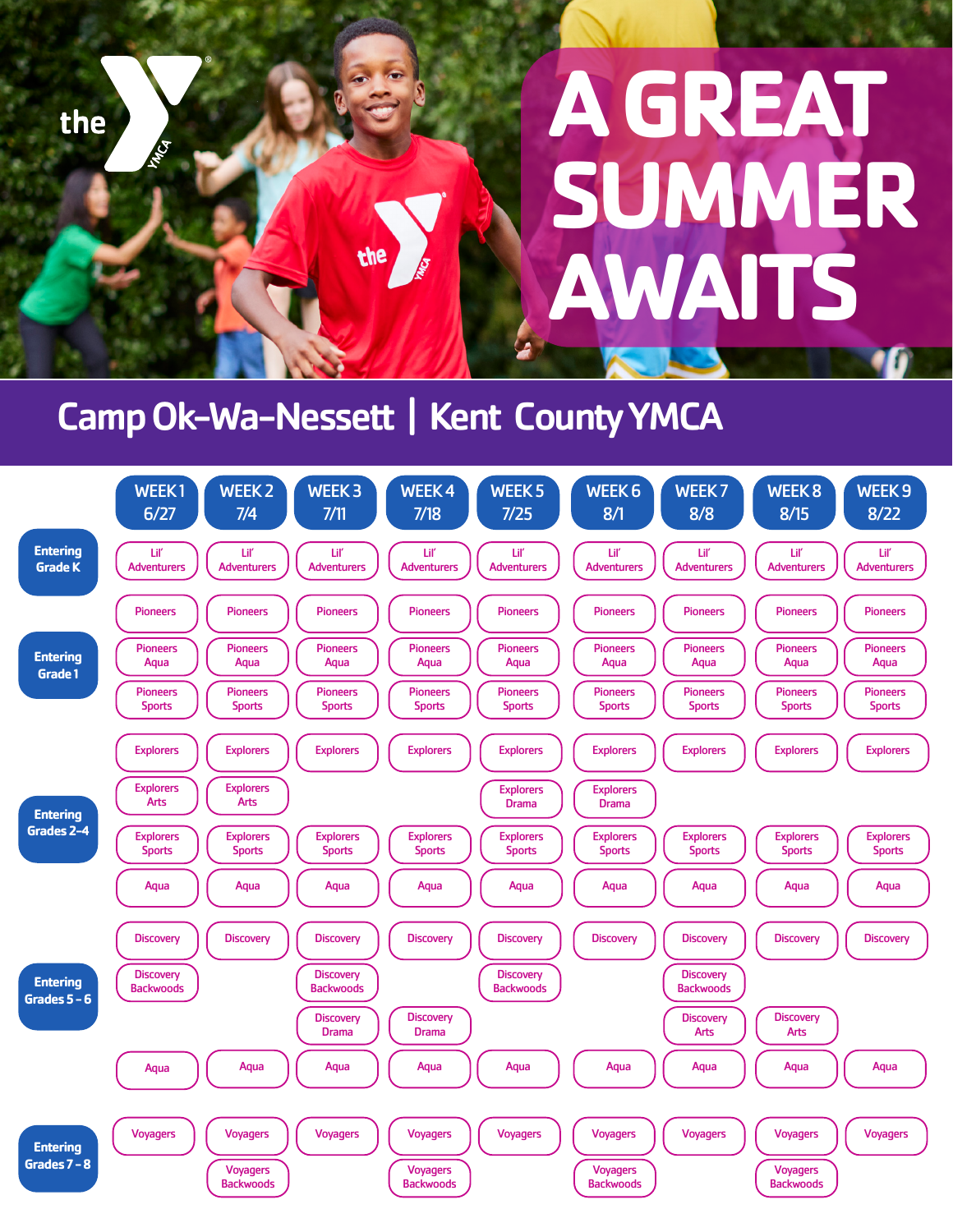# A GREAT SUMMER AWAITS

## Camp Ok-Wa-Nessett | Kent County YMCA

| | WEEK 1 6/27 | WEEK 2 7/4 | WEEK 3 7/11 | WEEK 4 7/18 | WEEK 5 7/25 | WEEK 6 8/1 | WEEK 7 8/8 | WEEK 8 8/15 | WEEK 9 8/22 |
|---|---|---|---|---|---|---|---|---|---|
| **Entering Grade K** | Lil' Adventurers | Lil' Adventurers | Lil' Adventurers | Lil' Adventurers | Lil' Adventurers | Lil' Adventurers | Lil' Adventurers | Lil' Adventurers | Lil' Adventurers |
| **Entering Grade 1** | Pioneers | Pioneers | Pioneers | Pioneers | Pioneers | Pioneers | Pioneers | Pioneers | Pioneers |
| | Pioneers Aqua | Pioneers Aqua | Pioneers Aqua | Pioneers Aqua | Pioneers Aqua | Pioneers Aqua | Pioneers Aqua | Pioneers Aqua | Pioneers Aqua |
| | Pioneers Sports | Pioneers Sports | Pioneers Sports | Pioneers Sports | Pioneers Sports | Pioneers Sports | Pioneers Sports | Pioneers Sports | Pioneers Sports |
| **Entering Grades 2–4** | Explorers | Explorers | Explorers | Explorers | Explorers | Explorers | Explorers | Explorers | Explorers |
| | Explorers Arts | Explorers Arts | | | Explorers Drama | Explorers Drama | | | |
| | Explorers Sports | Explorers Sports | Explorers Sports | Explorers Sports | Explorers Sports | Explorers Sports | Explorers Sports | Explorers Sports | Explorers Sports |
| | Aqua | Aqua | Aqua | Aqua | Aqua | Aqua | Aqua | Aqua | Aqua |
| **Entering Grades 5 – 6** | Discovery | Discovery | Discovery | Discovery | Discovery | Discovery | Discovery | Discovery | Discovery |
| | Discovery Backwoods | | Discovery Backwoods | | Discovery Backwoods | | Discovery Backwoods | | |
| | | | Discovery Drama | Discovery Drama | | | Discovery Arts | Discovery Arts | |
| | Aqua | Aqua | Aqua | Aqua | Aqua | Aqua | Aqua | Aqua | Aqua |
| **Entering Grades 7 – 8** | Voyagers | Voyagers | Voyagers | Voyagers | Voyagers | Voyagers | Voyagers | Voyagers | Voyagers |
| | | Voyagers Backwoods | | Voyagers Backwoods | | Voyagers Backwoods | | Voyagers Backwoods | |